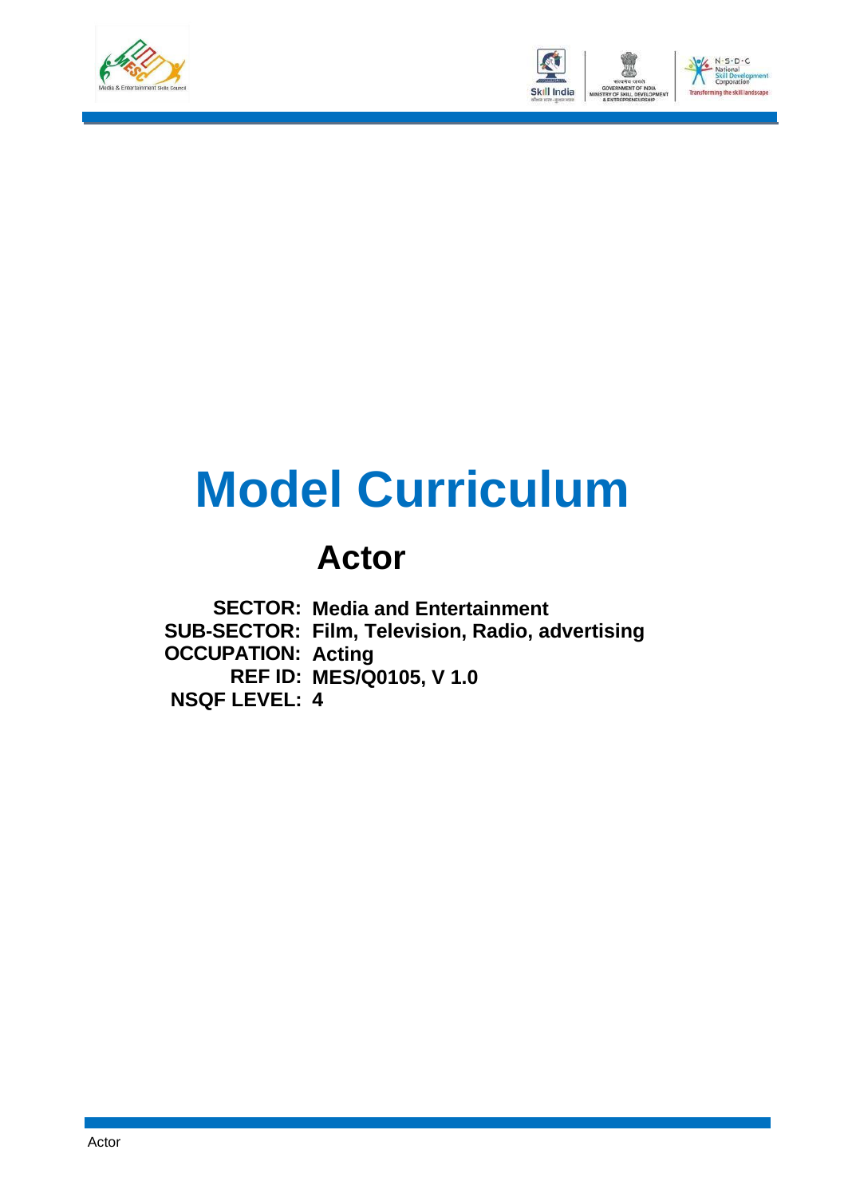# Model Curriculum

## Actor

**SECTOR:** Media and Entertainment
**SUB-SECTOR:** Film, Television, Radio, advertising
**OCCUPATION:** Acting
**REF ID:** MES/Q0105, V 1.0
**NSQF LEVEL:** 4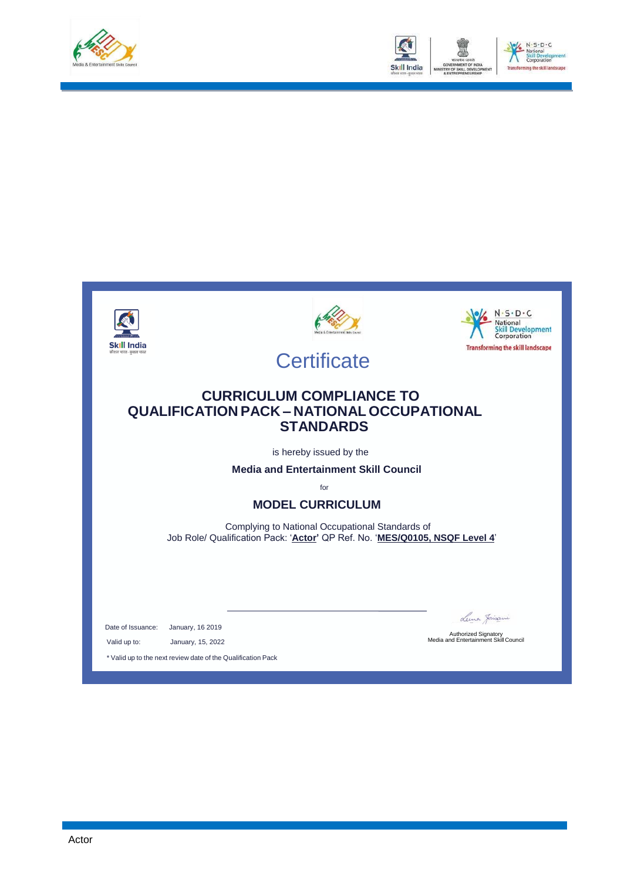# Certificate

## CURRICULUM COMPLIANCE TO QUALIFICATION PACK – NATIONAL OCCUPATIONAL STANDARDS

is hereby issued by the

**Media and Entertainment Skill Council**

for

**MODEL CURRICULUM**

Complying to National Occupational Standards of
Job Role/ Qualification Pack: '**Actor**' QP Ref. No. '**MES/Q0105, NSQF Level 4**'

Date of Issuance: January, 16 2019

Valid up to: January, 15, 2022

\* Valid up to the next review date of the Qualification Pack

Authorized Signatory
Media and Entertainment Skill Council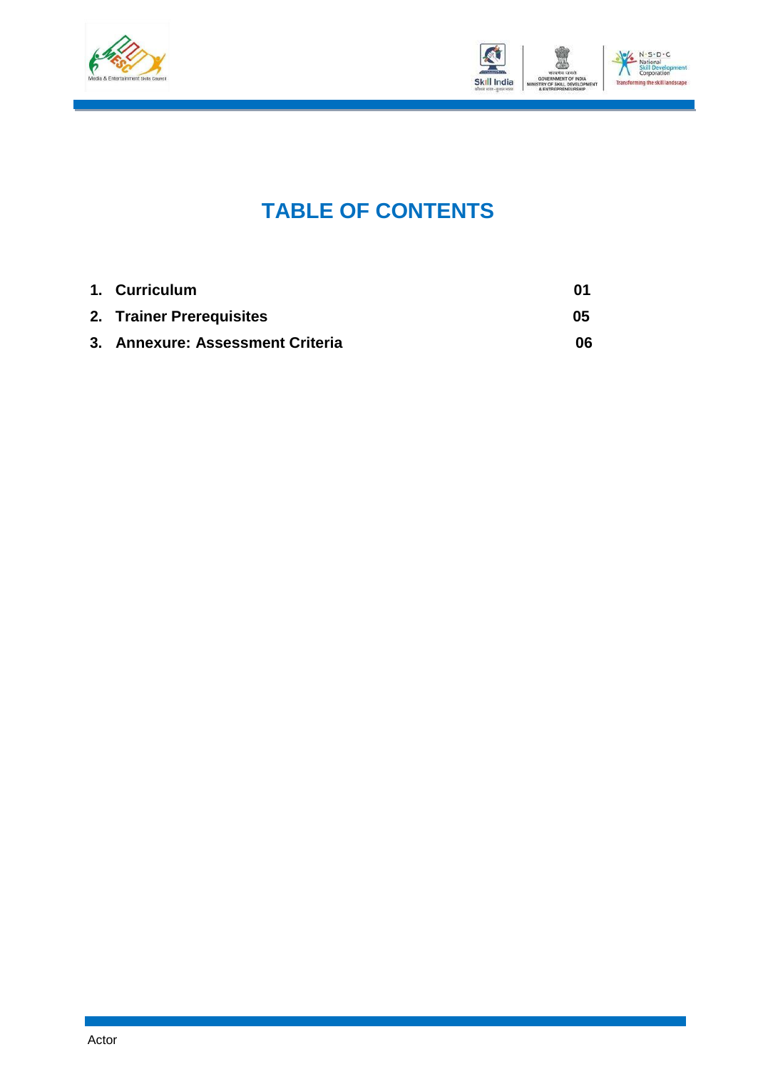# TABLE OF CONTENTS

| | |
|---|---|
| **1. Curriculum** | **01** |
| **2. Trainer Prerequisites** | **05** |
| **3. Annexure: Assessment Criteria** | **06** |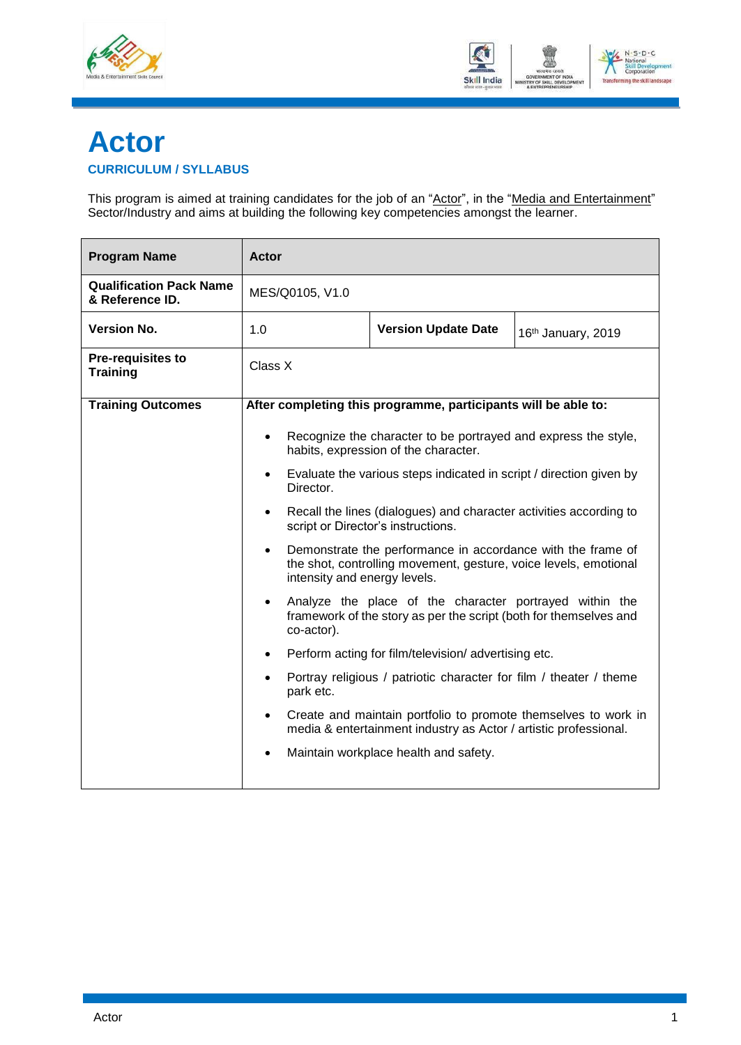# Actor

## CURRICULUM / SYLLABUS

This program is aimed at training candidates for the job of an "Actor", in the "Media and Entertainment" Sector/Industry and aims at building the following key competencies amongst the learner.

| **Program Name** | **Actor** | | |
|---|---|---|---|
| **Qualification Pack Name & Reference ID.** | MES/Q0105, V1.0 | | |
| **Version No.** | 1.0 | **Version Update Date** | 16th January, 2019 |
| **Pre-requisites to Training** | Class X | | |
| **Training Outcomes** | **After completing this programme, participants will be able to:**<br>• Recognize the character to be portrayed and express the style, habits, expression of the character.<br>• Evaluate the various steps indicated in script / direction given by Director.<br>• Recall the lines (dialogues) and character activities according to script or Director's instructions.<br>• Demonstrate the performance in accordance with the frame of the shot, controlling movement, gesture, voice levels, emotional intensity and energy levels.<br>• Analyze the place of the character portrayed within the framework of the story as per the script (both for themselves and co-actor).<br>• Perform acting for film/television/ advertising etc.<br>• Portray religious / patriotic character for film / theater / theme park etc.<br>• Create and maintain portfolio to promote themselves to work in media & entertainment industry as Actor / artistic professional.<br>• Maintain workplace health and safety. | | |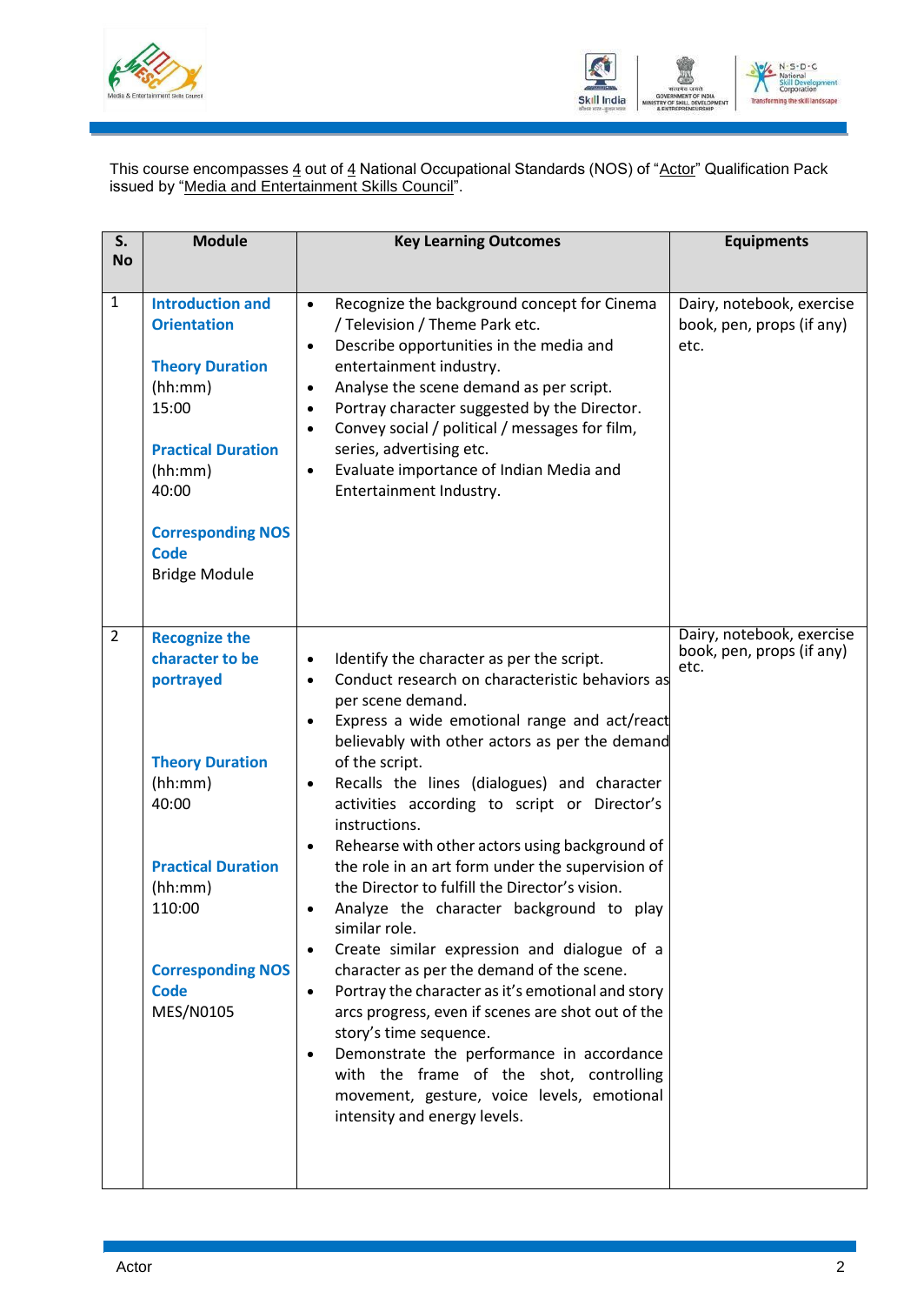This course encompasses 4 out of 4 National Occupational Standards (NOS) of "Actor" Qualification Pack issued by "Media and Entertainment Skills Council".

| S. No | Module | Key Learning Outcomes | Equipments |
|---|---|---|---|
| 1 | **Introduction and Orientation**<br><br>**Theory Duration** (hh:mm) 15:00<br><br>**Practical Duration** (hh:mm) 40:00<br><br>**Corresponding NOS Code** Bridge Module | • Recognize the background concept for Cinema / Television / Theme Park etc.<br>• Describe opportunities in the media and entertainment industry.<br>• Analyse the scene demand as per script.<br>• Portray character suggested by the Director.<br>• Convey social / political / messages for film, series, advertising etc.<br>• Evaluate importance of Indian Media and Entertainment Industry. | Dairy, notebook, exercise book, pen, props (if any) etc. |
| 2 | **Recognize the character to be portrayed**<br><br>**Theory Duration** (hh:mm) 40:00<br><br>**Practical Duration** (hh:mm) 110:00<br><br>**Corresponding NOS Code** MES/N0105 | • Identify the character as per the script.<br>• Conduct research on characteristic behaviors as per scene demand.<br>• Express a wide emotional range and act/react believably with other actors as per the demand of the script.<br>• Recalls the lines (dialogues) and character activities according to script or Director's instructions.<br>• Rehearse with other actors using background of the role in an art form under the supervision of the Director to fulfill the Director's vision.<br>• Analyze the character background to play similar role.<br>• Create similar expression and dialogue of a character as per the demand of the scene.<br>• Portray the character as it's emotional and story arcs progress, even if scenes are shot out of the story's time sequence.<br>• Demonstrate the performance in accordance with the frame of the shot, controlling movement, gesture, voice levels, emotional intensity and energy levels. | Dairy, notebook, exercise book, pen, props (if any) etc. |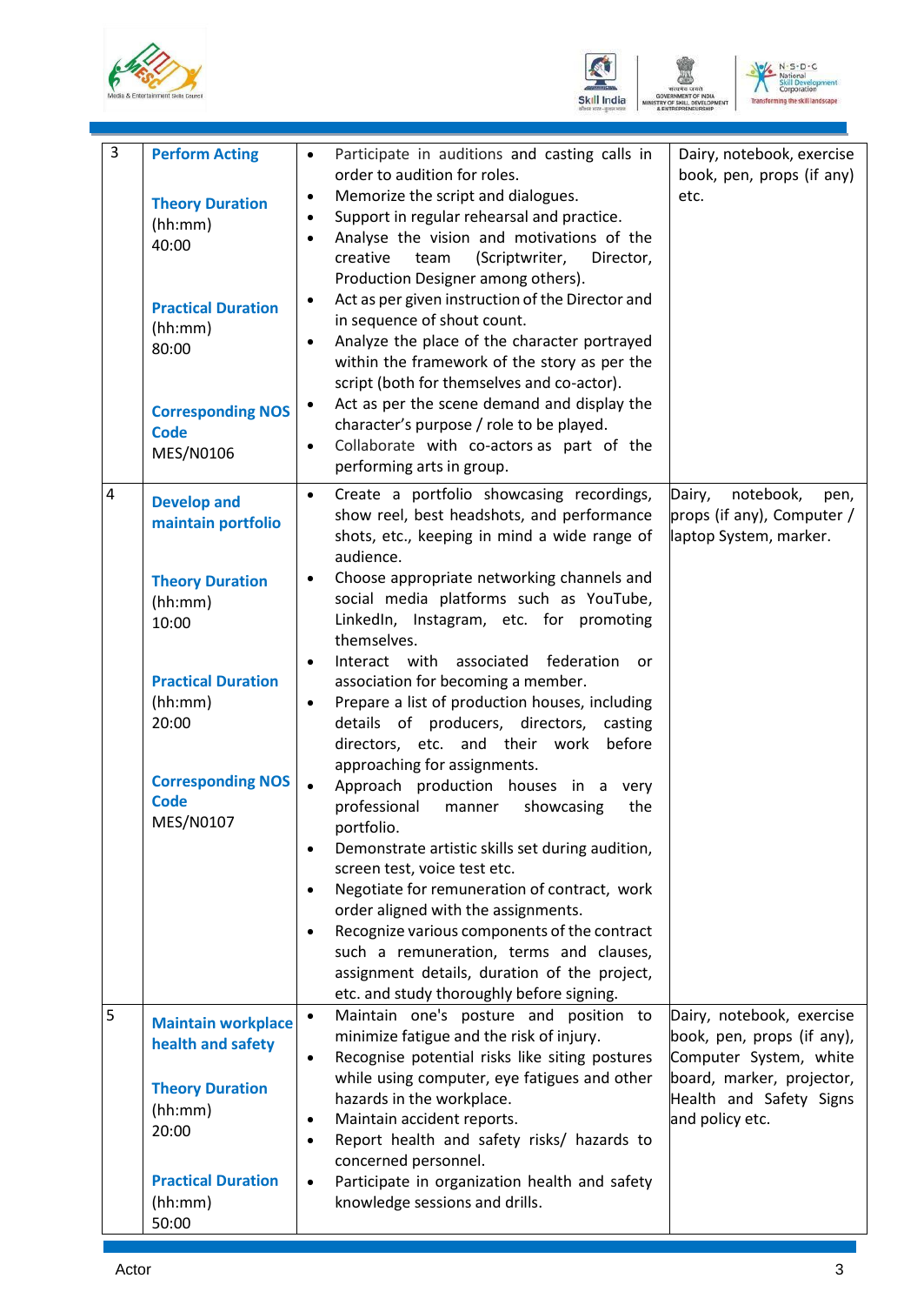| 3 | **Perform Acting**<br><br>**Theory Duration** (hh:mm)<br>40:00<br><br>**Practical Duration** (hh:mm)<br>80:00<br><br>**Corresponding NOS Code**<br>MES/N0106 | • Participate in auditions and casting calls in order to audition for roles.<br>• Memorize the script and dialogues.<br>• Support in regular rehearsal and practice.<br>• Analyse the vision and motivations of the creative team (Scriptwriter, Director, Production Designer among others).<br>• Act as per given instruction of the Director and in sequence of shout count.<br>• Analyze the place of the character portrayed within the framework of the story as per the script (both for themselves and co-actor).<br>• Act as per the scene demand and display the character's purpose / role to be played.<br>• Collaborate with co-actors as part of the performing arts in group. | Dairy, notebook, exercise book, pen, props (if any) etc. |
|---|---|---|---|
| 4 | **Develop and maintain portfolio**<br><br>**Theory Duration** (hh:mm)<br>10:00<br><br>**Practical Duration** (hh:mm)<br>20:00<br><br>**Corresponding NOS Code**<br>MES/N0107 | • Create a portfolio showcasing recordings, show reel, best headshots, and performance shots, etc., keeping in mind a wide range of audience.<br>• Choose appropriate networking channels and social media platforms such as YouTube, LinkedIn, Instagram, etc. for promoting themselves.<br>• Interact with associated federation or association for becoming a member.<br>• Prepare a list of production houses, including details of producers, directors, casting directors, etc. and their work before approaching for assignments.<br>• Approach production houses in a very professional manner showcasing the portfolio.<br>• Demonstrate artistic skills set during audition, screen test, voice test etc.<br>• Negotiate for remuneration of contract, work order aligned with the assignments.<br>• Recognize various components of the contract such a remuneration, terms and clauses, assignment details, duration of the project, etc. and study thoroughly before signing. | Dairy, notebook, pen, props (if any), Computer / laptop System, marker. |
| 5 | **Maintain workplace health and safety**<br><br>**Theory Duration** (hh:mm)<br>20:00<br><br>**Practical Duration** (hh:mm)<br>50:00 | • Maintain one's posture and position to minimize fatigue and the risk of injury.<br>• Recognise potential risks like siting postures while using computer, eye fatigues and other hazards in the workplace.<br>• Maintain accident reports.<br>• Report health and safety risks/ hazards to concerned personnel.<br>• Participate in organization health and safety knowledge sessions and drills. | Dairy, notebook, exercise book, pen, props (if any), Computer System, white board, marker, projector, Health and Safety Signs and policy etc. |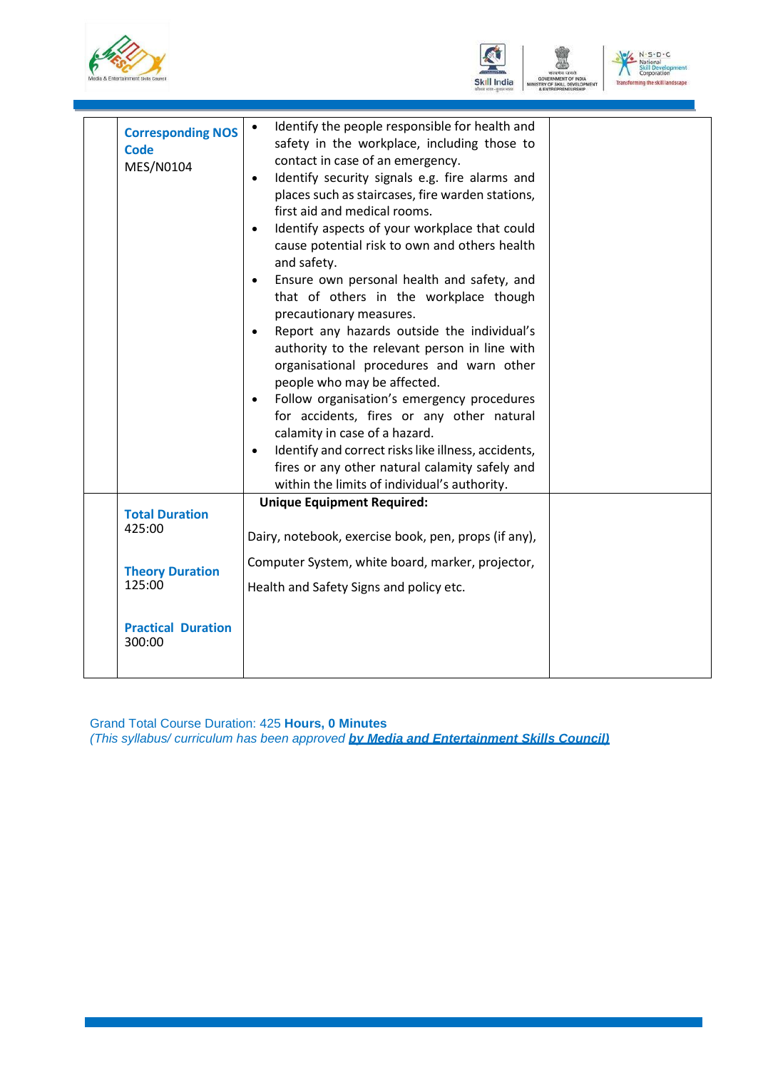| | | | |
|---|---|---|---|
| | **Corresponding NOS Code** MES/N0104 | • Identify the people responsible for health and safety in the workplace, including those to contact in case of an emergency.<br>• Identify security signals e.g. fire alarms and places such as staircases, fire warden stations, first aid and medical rooms.<br>• Identify aspects of your workplace that could cause potential risk to own and others health and safety.<br>• Ensure own personal health and safety, and that of others in the workplace though precautionary measures.<br>• Report any hazards outside the individual's authority to the relevant person in line with organisational procedures and warn other people who may be affected.<br>• Follow organisation's emergency procedures for accidents, fires or any other natural calamity in case of a hazard.<br>• Identify and correct risks like illness, accidents, fires or any other natural calamity safely and within the limits of individual's authority. | |
| | **Total Duration** 425:00<br><br>**Theory Duration** 125:00<br><br>**Practical Duration** 300:00 | **Unique Equipment Required:**<br><br>Dairy, notebook, exercise book, pen, props (if any),<br>Computer System, white board, marker, projector,<br>Health and Safety Signs and policy etc. | |

Grand Total Course Duration: 425 **Hours, 0 Minutes**
*(This syllabus/ curriculum has been approved* ***by Media and Entertainment Skills Council)***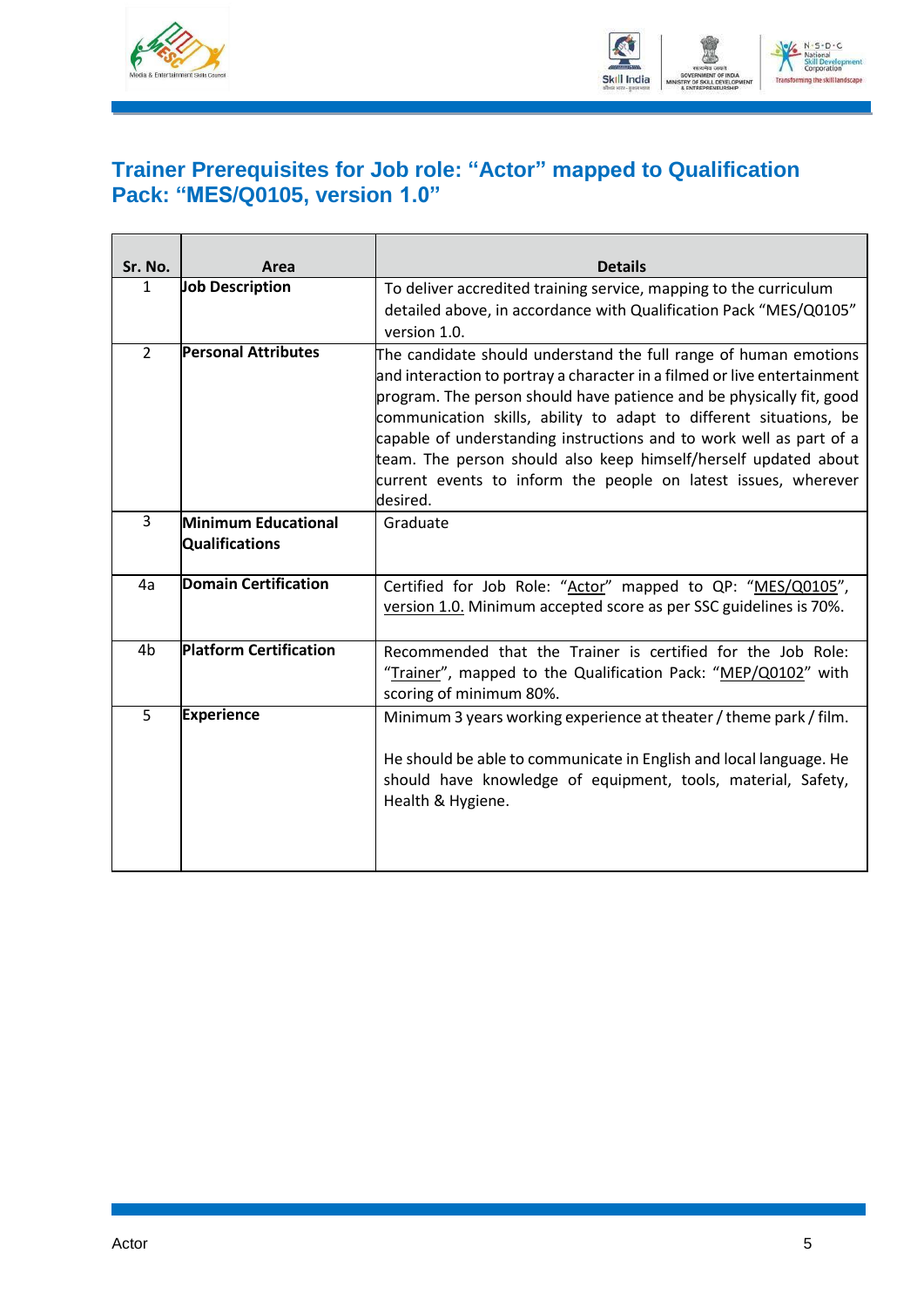## Trainer Prerequisites for Job role: "Actor" mapped to Qualification Pack: "MES/Q0105, version 1.0"

| Sr. No. | Area | Details |
|---|---|---|
| 1 | **Job Description** | To deliver accredited training service, mapping to the curriculum detailed above, in accordance with Qualification Pack "MES/Q0105" version 1.0. |
| 2 | **Personal Attributes** | The candidate should understand the full range of human emotions and interaction to portray a character in a filmed or live entertainment program. The person should have patience and be physically fit, good communication skills, ability to adapt to different situations, be capable of understanding instructions and to work well as part of a team. The person should also keep himself/herself updated about current events to inform the people on latest issues, wherever desired. |
| 3 | **Minimum Educational Qualifications** | Graduate |
| 4a | **Domain Certification** | Certified for Job Role: "Actor" mapped to QP: "MES/Q0105", version 1.0. Minimum accepted score as per SSC guidelines is 70%. |
| 4b | **Platform Certification** | Recommended that the Trainer is certified for the Job Role: "Trainer", mapped to the Qualification Pack: "MEP/Q0102" with scoring of minimum 80%. |
| 5 | **Experience** | Minimum 3 years working experience at theater / theme park / film.<br><br>He should be able to communicate in English and local language. He should have knowledge of equipment, tools, material, Safety, Health & Hygiene. |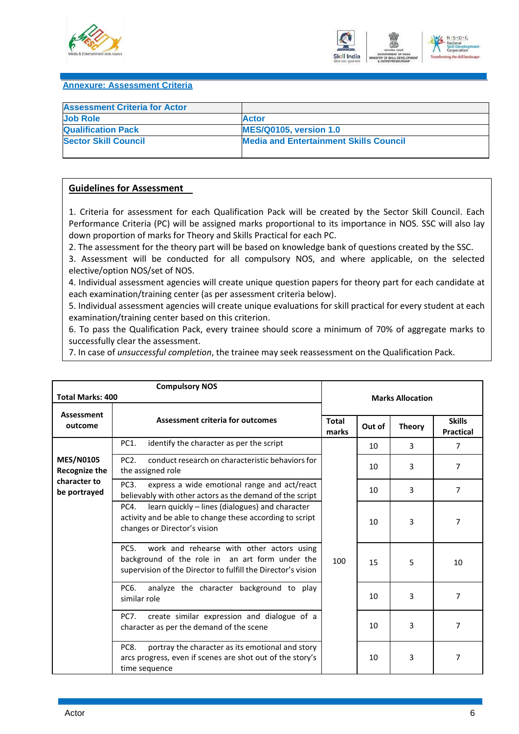## Annexure: Assessment Criteria

| Assessment Criteria for Actor | |
|---|---|
| Job Role | Actor |
| Qualification Pack | MES/Q0105, version 1.0 |
| Sector Skill Council | Media and Entertainment Skills Council |

### Guidelines for Assessment

1. Criteria for assessment for each Qualification Pack will be created by the Sector Skill Council. Each Performance Criteria (PC) will be assigned marks proportional to its importance in NOS. SSC will also lay down proportion of marks for Theory and Skills Practical for each PC.
2. The assessment for the theory part will be based on knowledge bank of questions created by the SSC.
3. Assessment will be conducted for all compulsory NOS, and where applicable, on the selected elective/option NOS/set of NOS.
4. Individual assessment agencies will create unique question papers for theory part for each candidate at each examination/training center (as per assessment criteria below).
5. Individual assessment agencies will create unique evaluations for skill practical for every student at each examination/training center based on this criterion.
6. To pass the Qualification Pack, every trainee should score a minimum of 70% of aggregate marks to successfully clear the assessment.
7. In case of *unsuccessful completion*, the trainee may seek reassessment on the Qualification Pack.

| Total Marks: 400 | Compulsory NOS | Marks Allocation | | | |
|---|---|---|---|---|---|
| Assessment outcome | Assessment criteria for outcomes | Total marks | Out of | Theory | Skills Practical |
| MES/N0105 Recognize the character to be portrayed | PC1. identify the character as per the script | 100 | 10 | 3 | 7 |
| | PC2. conduct research on characteristic behaviors for the assigned role | | 10 | 3 | 7 |
| | PC3. express a wide emotional range and act/react believably with other actors as the demand of the script | | 10 | 3 | 7 |
| | PC4. learn quickly – lines (dialogues) and character activity and be able to change these according to script changes or Director's vision | | 10 | 3 | 7 |
| | PC5. work and rehearse with other actors using background of the role in an art form under the supervision of the Director to fulfill the Director's vision | | 15 | 5 | 10 |
| | PC6. analyze the character background to play similar role | | 10 | 3 | 7 |
| | PC7. create similar expression and dialogue of a character as per the demand of the scene | | 10 | 3 | 7 |
| | PC8. portray the character as its emotional and story arcs progress, even if scenes are shot out of the story's time sequence | | 10 | 3 | 7 |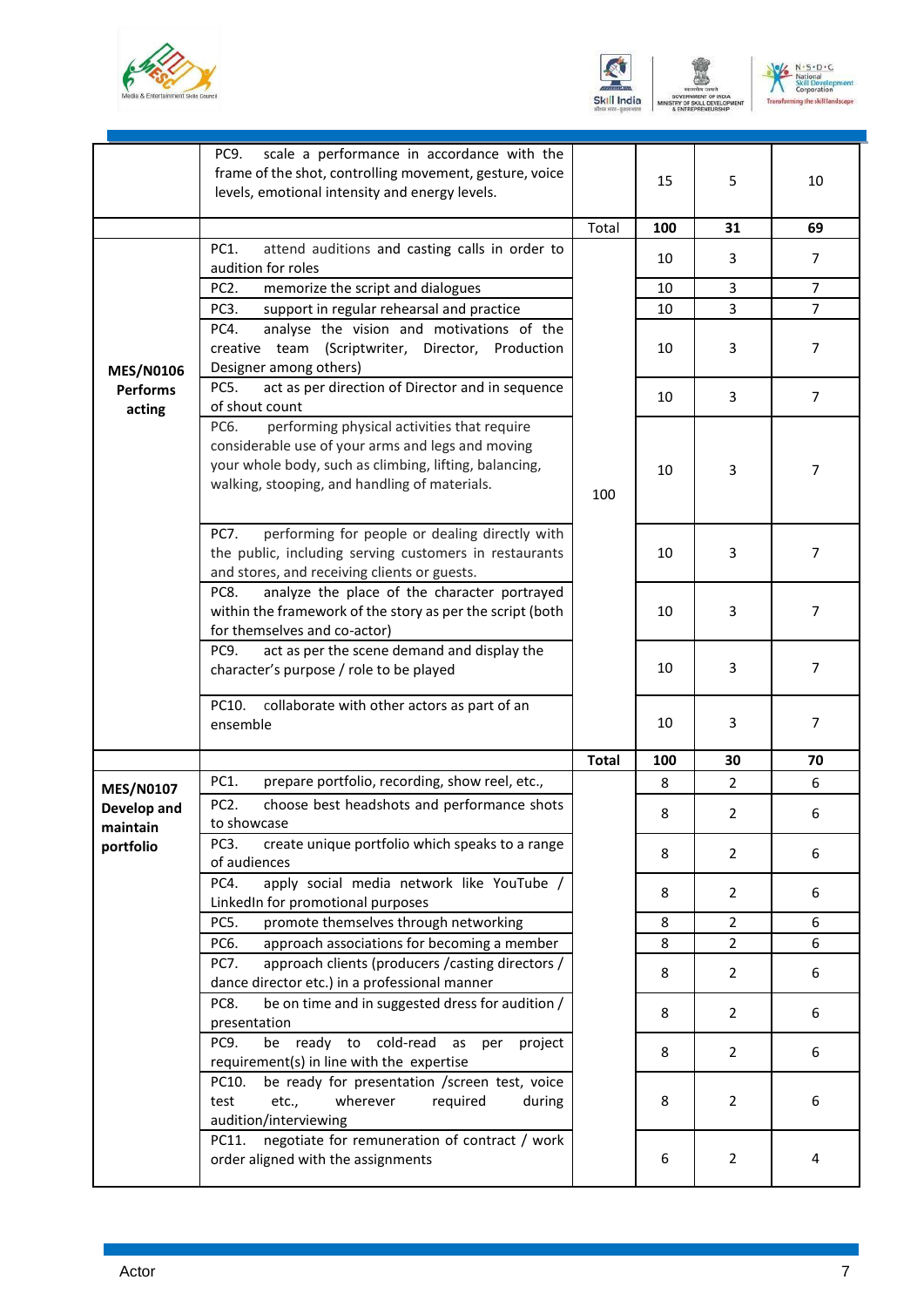| | | | | | |
|---|---|---|---|---|---|
| | PC9. scale a performance in accordance with the frame of the shot, controlling movement, gesture, voice levels, emotional intensity and energy levels. | | 15 | 5 | 10 |
| | | Total | 100 | 31 | 69 |
| **MES/N0106 Performs acting** | PC1. attend auditions and casting calls in order to audition for roles | 100 | 10 | 3 | 7 |
| | PC2. memorize the script and dialogues | | 10 | 3 | 7 |
| | PC3. support in regular rehearsal and practice | | 10 | 3 | 7 |
| | PC4. analyse the vision and motivations of the creative team (Scriptwriter, Director, Production Designer among others) | | 10 | 3 | 7 |
| | PC5. act as per direction of Director and in sequence of shout count | | 10 | 3 | 7 |
| | PC6. performing physical activities that require considerable use of your arms and legs and moving your whole body, such as climbing, lifting, balancing, walking, stooping, and handling of materials. | | 10 | 3 | 7 |
| | PC7. performing for people or dealing directly with the public, including serving customers in restaurants and stores, and receiving clients or guests. | | 10 | 3 | 7 |
| | PC8. analyze the place of the character portrayed within the framework of the story as per the script (both for themselves and co-actor) | | 10 | 3 | 7 |
| | PC9. act as per the scene demand and display the character's purpose / role to be played | | 10 | 3 | 7 |
| | PC10. collaborate with other actors as part of an ensemble | | 10 | 3 | 7 |
| | | **Total** | **100** | **30** | **70** |
| **MES/N0107 Develop and maintain portfolio** | PC1. prepare portfolio, recording, show reel, etc., | | 8 | 2 | 6 |
| | PC2. choose best headshots and performance shots to showcase | | 8 | 2 | 6 |
| | PC3. create unique portfolio which speaks to a range of audiences | | 8 | 2 | 6 |
| | PC4. apply social media network like YouTube / LinkedIn for promotional purposes | | 8 | 2 | 6 |
| | PC5. promote themselves through networking | | 8 | 2 | 6 |
| | PC6. approach associations for becoming a member | | 8 | 2 | 6 |
| | PC7. approach clients (producers /casting directors / dance director etc.) in a professional manner | | 8 | 2 | 6 |
| | PC8. be on time and in suggested dress for audition / presentation | | 8 | 2 | 6 |
| | PC9. be ready to cold-read as per project requirement(s) in line with the expertise | | 8 | 2 | 6 |
| | PC10. be ready for presentation /screen test, voice test etc., wherever required during audition/interviewing | | 8 | 2 | 6 |
| | PC11. negotiate for remuneration of contract / work order aligned with the assignments | | 6 | 2 | 4 |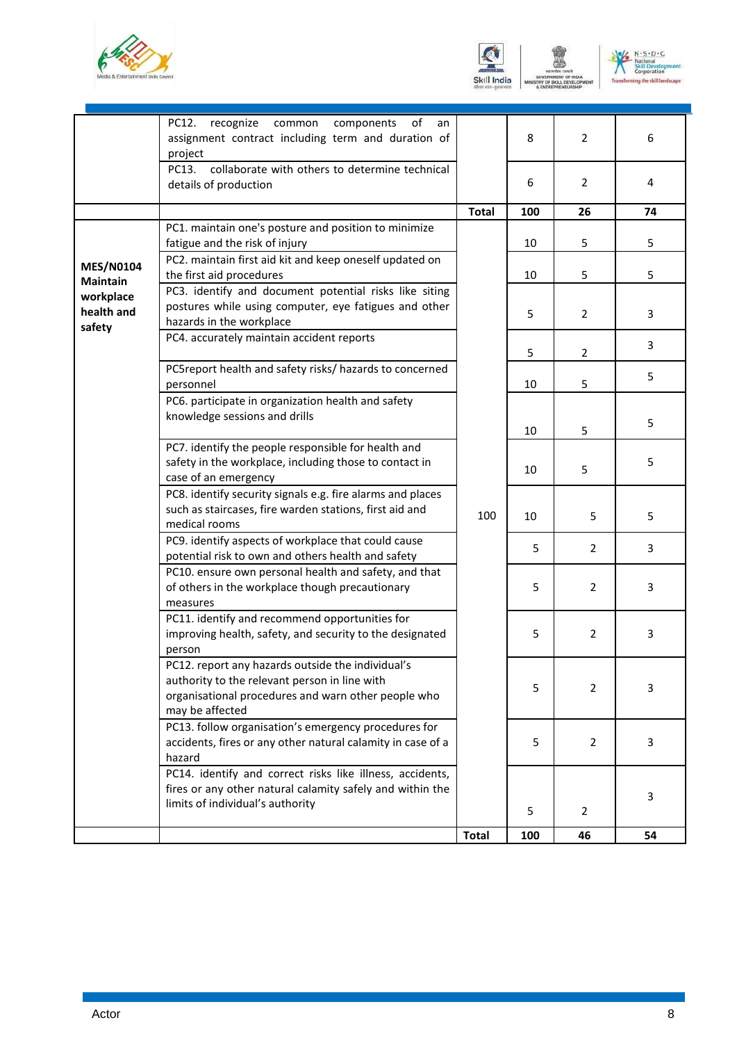| | | | | | |
|---|---|---|---|---|---|
| | PC12. recognize common components of an assignment contract including term and duration of project | | 8 | 2 | 6 |
| | PC13. collaborate with others to determine technical details of production | | 6 | 2 | 4 |
| | | **Total** | **100** | **26** | **74** |
| **MES/N0104 Maintain workplace health and safety** | PC1. maintain one's posture and position to minimize fatigue and the risk of injury | 100 | 10 | 5 | 5 |
| | PC2. maintain first aid kit and keep oneself updated on the first aid procedures | | 10 | 5 | 5 |
| | PC3. identify and document potential risks like siting postures while using computer, eye fatigues and other hazards in the workplace | | 5 | 2 | 3 |
| | PC4. accurately maintain accident reports | | 5 | 2 | 3 |
| | PC5report health and safety risks/ hazards to concerned personnel | | 10 | 5 | 5 |
| | PC6. participate in organization health and safety knowledge sessions and drills | | 10 | 5 | 5 |
| | PC7. identify the people responsible for health and safety in the workplace, including those to contact in case of an emergency | | 10 | 5 | 5 |
| | PC8. identify security signals e.g. fire alarms and places such as staircases, fire warden stations, first aid and medical rooms | | 10 | 5 | 5 |
| | PC9. identify aspects of workplace that could cause potential risk to own and others health and safety | | 5 | 2 | 3 |
| | PC10. ensure own personal health and safety, and that of others in the workplace though precautionary measures | | 5 | 2 | 3 |
| | PC11. identify and recommend opportunities for improving health, safety, and security to the designated person | | 5 | 2 | 3 |
| | PC12. report any hazards outside the individual's authority to the relevant person in line with organisational procedures and warn other people who may be affected | | 5 | 2 | 3 |
| | PC13. follow organisation's emergency procedures for accidents, fires or any other natural calamity in case of a hazard | | 5 | 2 | 3 |
| | PC14. identify and correct risks like illness, accidents, fires or any other natural calamity safely and within the limits of individual's authority | | 5 | 2 | 3 |
| | | **Total** | **100** | **46** | **54** |